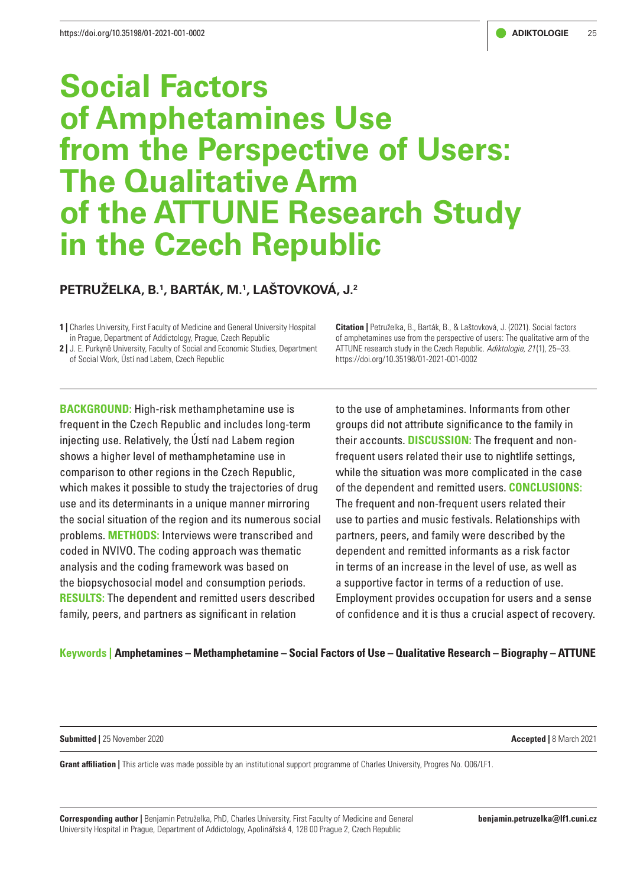# Social Factors of Amphetamines Use from the Perspective of Users: The Qualitative Arm of the ATTUNE Research Study in the Czech Republic

**PETRUŽELKA, B.[1], BARTÁK, M.[1], LAŠTOVKOVÁ, J.[2]**

1 | Charles University, First Faculty of Medicine and General University Hospital in Prague, Department of Addictology, Prague, Czech Republic
2 | J. E. Purkyně University, Faculty of Social and Economic Studies, Department of Social Work, Ústí nad Labem, Czech Republic

**Citation |** Petruželka, B., Barták, B., & Laštovková, J. (2021). Social factors of amphetamines use from the perspective of users: The qualitative arm of the ATTUNE research study in the Czech Republic. *Adiktologie, 21*(1), 25–33. https://doi.org/10.35198/01-2021-001-0002

**BACKGROUND:** High-risk methamphetamine use is frequent in the Czech Republic and includes long-term injecting use. Relatively, the Ústí nad Labem region shows a higher level of methamphetamine use in comparison to other regions in the Czech Republic, which makes it possible to study the trajectories of drug use and its determinants in a unique manner mirroring the social situation of the region and its numerous social problems. **METHODS:** Interviews were transcribed and coded in NVIVO. The coding approach was thematic analysis and the coding framework was based on the biopsychosocial model and consumption periods. **RESULTS:** The dependent and remitted users described family, peers, and partners as significant in relation to the use of amphetamines. Informants from other groups did not attribute significance to the family in their accounts. **DISCUSSION:** The frequent and non-frequent users related their use to nightlife settings, while the situation was more complicated in the case of the dependent and remitted users. **CONCLUSIONS:** The frequent and non-frequent users related their use to parties and music festivals. Relationships with partners, peers, and family were described by the dependent and remitted informants as a risk factor in terms of an increase in the level of use, as well as a supportive factor in terms of a reduction of use. Employment provides occupation for users and a sense of confidence and it is thus a crucial aspect of recovery.

**Keywords | Amphetamines – Methamphetamine – Social Factors of Use – Qualitative Research – Biography – ATTUNE**

**Submitted |** 25 November 2020

**Accepted |** 8 March 2021

**Grant affiliation |** This article was made possible by an institutional support programme of Charles University, Progres No. Q06/LF1.

**Corresponding author |** Benjamin Petruželka, PhD, Charles University, First Faculty of Medicine and General University Hospital in Prague, Department of Addictology, Apolinářská 4, 128 00 Prague 2, Czech Republic

**benjamin.petruzelka@lf1.cuni.cz**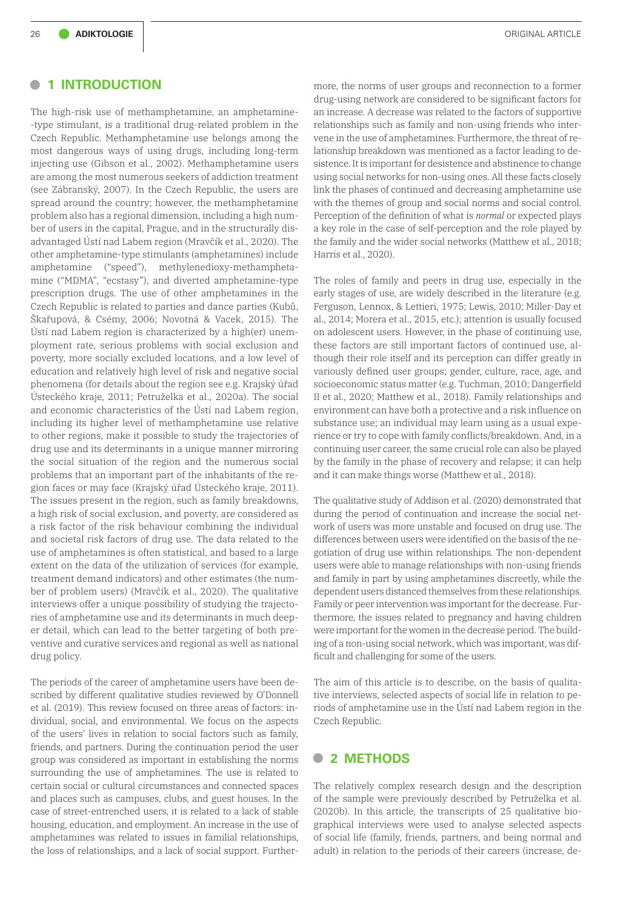## 1 INTRODUCTION

The high-risk use of methamphetamine, an amphetamine-type stimulant, is a traditional drug-related problem in the Czech Republic. Methamphetamine use belongs among the most dangerous ways of using drugs, including long-term injecting use (Gibson et al., 2002). Methamphetamine users are among the most numerous seekers of addiction treatment (see Zábranský, 2007). In the Czech Republic, the users are spread around the country; however, the methamphetamine problem also has a regional dimension, including a high number of users in the capital, Prague, and in the structurally disadvantaged Ústí nad Labem region (Mravčík et al., 2020). The other amphetamine-type stimulants (amphetamines) include amphetamine ("speed"), methylenedioxy-methamphetamine ("MDMA", "ecstasy"), and diverted amphetamine-type prescription drugs. The use of other amphetamines in the Czech Republic is related to parties and dance parties (Kubů, Škařupová, & Csémy, 2006; Novotná & Vacek, 2015). The Ústí nad Labem region is characterized by a high(er) unemployment rate, serious problems with social exclusion and poverty, more socially excluded locations, and a low level of education and relatively high level of risk and negative social phenomena (for details about the region see e.g. Krajský úřad Ústeckého kraje, 2011; Petruželka et al., 2020a). The social and economic characteristics of the Ústí nad Labem region, including its higher level of methamphetamine use relative to other regions, make it possible to study the trajectories of drug use and its determinants in a unique manner mirroring the social situation of the region and the numerous social problems that an important part of the inhabitants of the region faces or may face (Krajský úřad Ústeckého kraje, 2011). The issues present in the region, such as family breakdowns, a high risk of social exclusion, and poverty, are considered as a risk factor of the risk behaviour combining the individual and societal risk factors of drug use. The data related to the use of amphetamines is often statistical, and based to a large extent on the data of the utilization of services (for example, treatment demand indicators) and other estimates (the number of problem users) (Mravčík et al., 2020). The qualitative interviews offer a unique possibility of studying the trajectories of amphetamine use and its determinants in much deeper detail, which can lead to the better targeting of both preventive and curative services and regional as well as national drug policy.

The periods of the career of amphetamine users have been described by different qualitative studies reviewed by O'Donnell et al. (2019). This review focused on three areas of factors: individual, social, and environmental. We focus on the aspects of the users' lives in relation to social factors such as family, friends, and partners. During the continuation period the user group was considered as important in establishing the norms surrounding the use of amphetamines. The use is related to certain social or cultural circumstances and connected spaces and places such as campuses, clubs, and guest houses. In the case of street-entrenched users, it is related to a lack of stable housing, education, and employment. An increase in the use of amphetamines was related to issues in familial relationships, the loss of relationships, and a lack of social support. Furthermore, the norms of user groups and reconnection to a former drug-using network are considered to be significant factors for an increase. A decrease was related to the factors of supportive relationships such as family and non-using friends who intervene in the use of amphetamines. Furthermore, the threat of relationship breakdown was mentioned as a factor leading to desistence. It is important for desistence and abstinence to change using social networks for non-using ones. All these facts closely link the phases of continued and decreasing amphetamine use with the themes of group and social norms and social control. Perception of the definition of what is *normal* or expected plays a key role in the case of self-perception and the role played by the family and the wider social networks (Matthew et al., 2018; Harris et al., 2020).

The roles of family and peers in drug use, especially in the early stages of use, are widely described in the literature (e.g. Ferguson, Lennox, & Lettieri, 1975; Lewis, 2010; Miller-Day et al., 2014; Morera et al., 2015, etc.); attention is usually focused on adolescent users. However, in the phase of continuing use, these factors are still important factors of continued use, although their role itself and its perception can differ greatly in variously defined user groups; gender, culture, race, age, and socioeconomic status matter (e.g. Tuchman, 2010; Dangerfield II et al., 2020; Matthew et al., 2018). Family relationships and environment can have both a protective and a risk influence on substance use; an individual may learn using as a usual experience or try to cope with family conflicts/breakdown. And, in a continuing user career, the same crucial role can also be played by the family in the phase of recovery and relapse; it can help and it can make things worse (Matthew et al., 2018).

The qualitative study of Addison et al. (2020) demonstrated that during the period of continuation and increase the social network of users was more unstable and focused on drug use. The differences between users were identified on the basis of the negotiation of drug use within relationships. The non-dependent users were able to manage relationships with non-using friends and family in part by using amphetamines discreetly, while the dependent users distanced themselves from these relationships. Family or peer intervention was important for the decrease. Furthermore, the issues related to pregnancy and having children were important for the women in the decrease period. The building of a non-using social network, which was important, was difficult and challenging for some of the users.

The aim of this article is to describe, on the basis of qualitative interviews, selected aspects of social life in relation to periods of amphetamine use in the Ústí nad Labem region in the Czech Republic.

## 2 METHODS

The relatively complex research design and the description of the sample were previously described by Petruželka et al. (2020b). In this article, the transcripts of 25 qualitative biographical interviews were used to analyse selected aspects of social life (family, friends, partners, and being normal and adult) in relation to the periods of their careers (increase, de-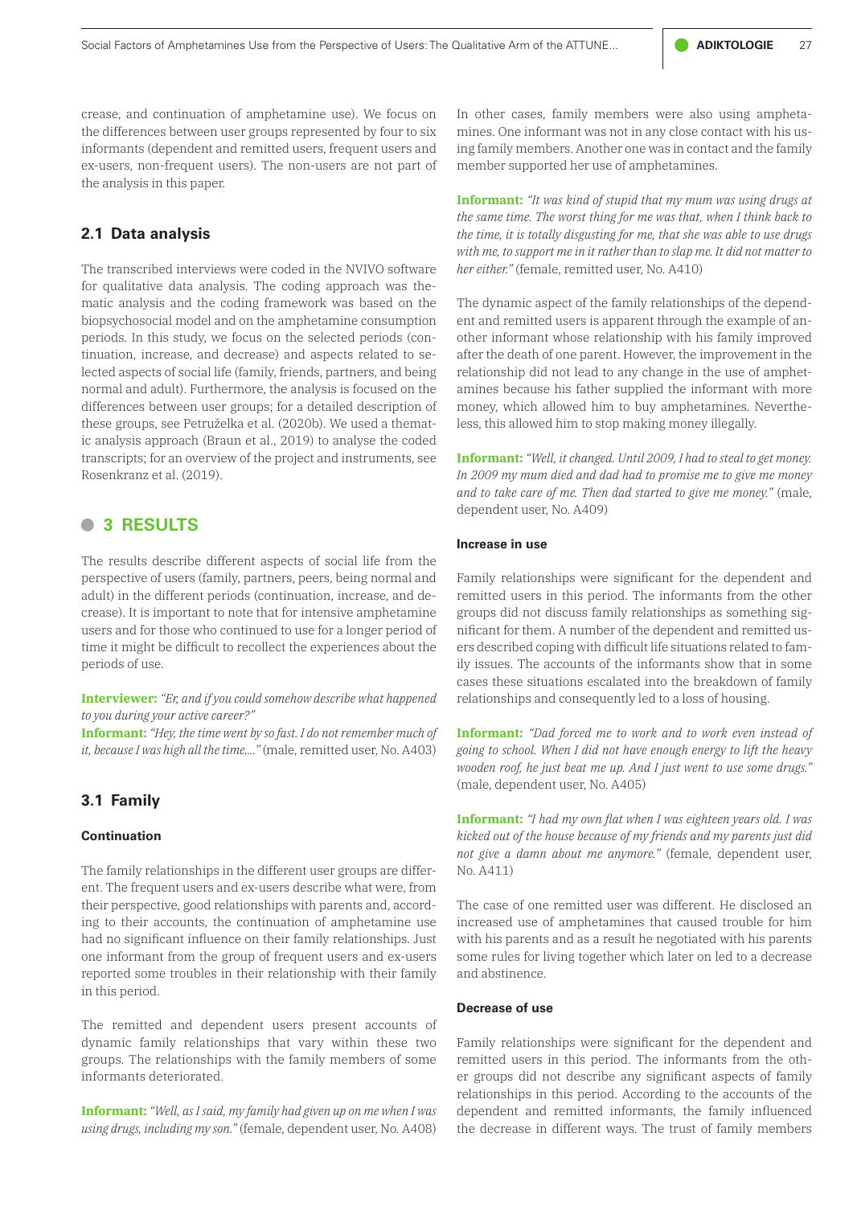crease, and continuation of amphetamine use). We focus on the differences between user groups represented by four to six informants (dependent and remitted users, frequent users and ex-users, non-frequent users). The non-users are not part of the analysis in this paper.

## 2.1 Data analysis

The transcribed interviews were coded in the NVIVO software for qualitative data analysis. The coding approach was thematic analysis and the coding framework was based on the biopsychosocial model and on the amphetamine consumption periods. In this study, we focus on the selected periods (continuation, increase, and decrease) and aspects related to selected aspects of social life (family, friends, partners, and being normal and adult). Furthermore, the analysis is focused on the differences between user groups; for a detailed description of these groups, see Petruželka et al. (2020b). We used a thematic analysis approach (Braun et al., 2019) to analyse the coded transcripts; for an overview of the project and instruments, see Rosenkranz et al. (2019).

# 3 RESULTS

The results describe different aspects of social life from the perspective of users (family, partners, peers, being normal and adult) in the different periods (continuation, increase, and decrease). It is important to note that for intensive amphetamine users and for those who continued to use for a longer period of time it might be difficult to recollect the experiences about the periods of use.

**Interviewer:** *"Er, and if you could somehow describe what happened to you during your active career?"*
**Informant:** *"Hey, the time went by so fast. I do not remember much of it, because I was high all the time...."* (male, remitted user, No. A403)

## 3.1 Family

#### Continuation

The family relationships in the different user groups are different. The frequent users and ex-users describe what were, from their perspective, good relationships with parents and, according to their accounts, the continuation of amphetamine use had no significant influence on their family relationships. Just one informant from the group of frequent users and ex-users reported some troubles in their relationship with their family in this period.

The remitted and dependent users present accounts of dynamic family relationships that vary within these two groups. The relationships with the family members of some informants deteriorated.

**Informant:** *"Well, as I said, my family had given up on me when I was using drugs, including my son."* (female, dependent user, No. A408)

In other cases, family members were also using amphetamines. One informant was not in any close contact with his using family members. Another one was in contact and the family member supported her use of amphetamines.

**Informant:** *"It was kind of stupid that my mum was using drugs at the same time. The worst thing for me was that, when I think back to the time, it is totally disgusting for me, that she was able to use drugs with me, to support me in it rather than to slap me. It did not matter to her either."* (female, remitted user, No. A410)

The dynamic aspect of the family relationships of the dependent and remitted users is apparent through the example of another informant whose relationship with his family improved after the death of one parent. However, the improvement in the relationship did not lead to any change in the use of amphetamines because his father supplied the informant with more money, which allowed him to buy amphetamines. Nevertheless, this allowed him to stop making money illegally.

**Informant:** *"Well, it changed. Until 2009, I had to steal to get money. In 2009 my mum died and dad had to promise me to give me money and to take care of me. Then dad started to give me money."* (male, dependent user, No. A409)

#### Increase in use

Family relationships were significant for the dependent and remitted users in this period. The informants from the other groups did not discuss family relationships as something significant for them. A number of the dependent and remitted users described coping with difficult life situations related to family issues. The accounts of the informants show that in some cases these situations escalated into the breakdown of family relationships and consequently led to a loss of housing.

**Informant:** *"Dad forced me to work and to work even instead of going to school. When I did not have enough energy to lift the heavy wooden roof, he just beat me up. And I just went to use some drugs."* (male, dependent user, No. A405)

**Informant:** *"I had my own flat when I was eighteen years old. I was kicked out of the house because of my friends and my parents just did not give a damn about me anymore."* (female, dependent user, No. A411)

The case of one remitted user was different. He disclosed an increased use of amphetamines that caused trouble for him with his parents and as a result he negotiated with his parents some rules for living together which later on led to a decrease and abstinence.

#### Decrease of use

Family relationships were significant for the dependent and remitted users in this period. The informants from the other groups did not describe any significant aspects of family relationships in this period. According to the accounts of the dependent and remitted informants, the family influenced the decrease in different ways. The trust of family members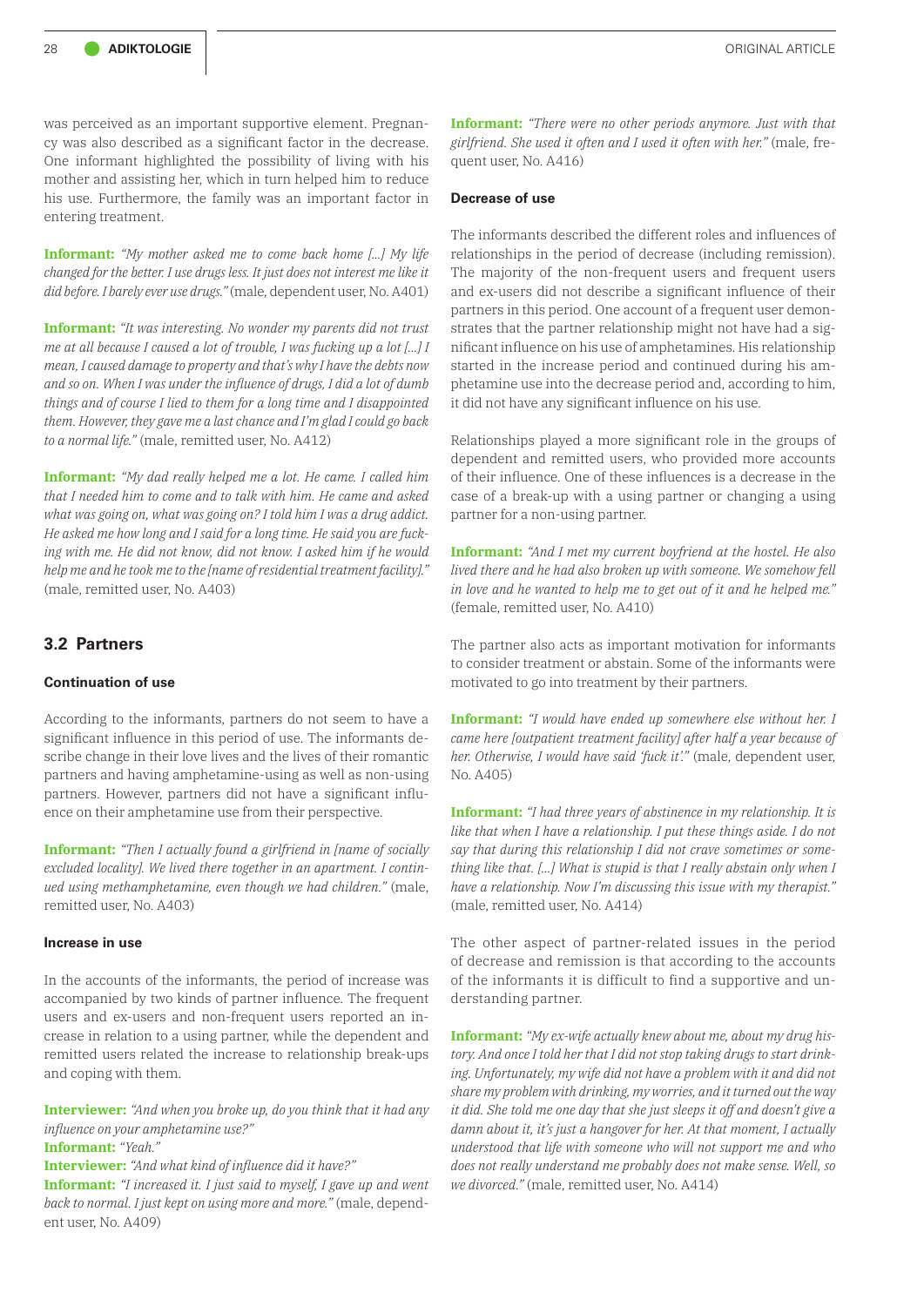was perceived as an important supportive element. Pregnancy was also described as a significant factor in the decrease. One informant highlighted the possibility of living with his mother and assisting her, which in turn helped him to reduce his use. Furthermore, the family was an important factor in entering treatment.

**Informant:** *"My mother asked me to come back home [...] My life changed for the better. I use drugs less. It just does not interest me like it did before. I barely ever use drugs."* (male, dependent user, No. A401)

**Informant:** *"It was interesting. No wonder my parents did not trust me at all because I caused a lot of trouble, I was fucking up a lot [...] I mean, I caused damage to property and that's why I have the debts now and so on. When I was under the influence of drugs, I did a lot of dumb things and of course I lied to them for a long time and I disappointed them. However, they gave me a last chance and I'm glad I could go back to a normal life."* (male, remitted user, No. A412)

**Informant:** *"My dad really helped me a lot. He came. I called him that I needed him to come and to talk with him. He came and asked what was going on, what was going on? I told him I was a drug addict. He asked me how long and I said for a long time. He said you are fucking with me. He did not know, did not know. I asked him if he would help me and he took me to the [name of residential treatment facility]."* (male, remitted user, No. A403)

## 3.2 Partners

### Continuation of use

According to the informants, partners do not seem to have a significant influence in this period of use. The informants describe change in their love lives and the lives of their romantic partners and having amphetamine-using as well as non-using partners. However, partners did not have a significant influence on their amphetamine use from their perspective.

**Informant:** *"Then I actually found a girlfriend in [name of socially excluded locality]. We lived there together in an apartment. I continued using methamphetamine, even though we had children."* (male, remitted user, No. A403)

### Increase in use

In the accounts of the informants, the period of increase was accompanied by two kinds of partner influence. The frequent users and ex-users and non-frequent users reported an increase in relation to a using partner, while the dependent and remitted users related the increase to relationship break-ups and coping with them.

**Interviewer:** *"And when you broke up, do you think that it had any influence on your amphetamine use?"*
**Informant:** *"Yeah."*
**Interviewer:** *"And what kind of influence did it have?"*
**Informant:** *"I increased it. I just said to myself, I gave up and went back to normal. I just kept on using more and more."* (male, dependent user, No. A409)

**Informant:** *"There were no other periods anymore. Just with that girlfriend. She used it often and I used it often with her."* (male, frequent user, No. A416)

### Decrease of use

The informants described the different roles and influences of relationships in the period of decrease (including remission). The majority of the non-frequent users and frequent users and ex-users did not describe a significant influence of their partners in this period. One account of a frequent user demonstrates that the partner relationship might not have had a significant influence on his use of amphetamines. His relationship started in the increase period and continued during his amphetamine use into the decrease period and, according to him, it did not have any significant influence on his use.

Relationships played a more significant role in the groups of dependent and remitted users, who provided more accounts of their influence. One of these influences is a decrease in the case of a break-up with a using partner or changing a using partner for a non-using partner.

**Informant:** *"And I met my current boyfriend at the hostel. He also lived there and he had also broken up with someone. We somehow fell in love and he wanted to help me to get out of it and he helped me."* (female, remitted user, No. A410)

The partner also acts as important motivation for informants to consider treatment or abstain. Some of the informants were motivated to go into treatment by their partners.

**Informant:** *"I would have ended up somewhere else without her. I came here [outpatient treatment facility] after half a year because of her. Otherwise, I would have said 'fuck it'."* (male, dependent user, No. A405)

**Informant:** *"I had three years of abstinence in my relationship. It is like that when I have a relationship. I put these things aside. I do not say that during this relationship I did not crave sometimes or something like that. [...] What is stupid is that I really abstain only when I have a relationship. Now I'm discussing this issue with my therapist."* (male, remitted user, No. A414)

The other aspect of partner-related issues in the period of decrease and remission is that according to the accounts of the informants it is difficult to find a supportive and understanding partner.

**Informant:** *"My ex-wife actually knew about me, about my drug history. And once I told her that I did not stop taking drugs to start drinking. Unfortunately, my wife did not have a problem with it and did not share my problem with drinking, my worries, and it turned out the way it did. She told me one day that she just sleeps it off and doesn't give a damn about it, it's just a hangover for her. At that moment, I actually understood that life with someone who will not support me and who does not really understand me probably does not make sense. Well, so we divorced."* (male, remitted user, No. A414)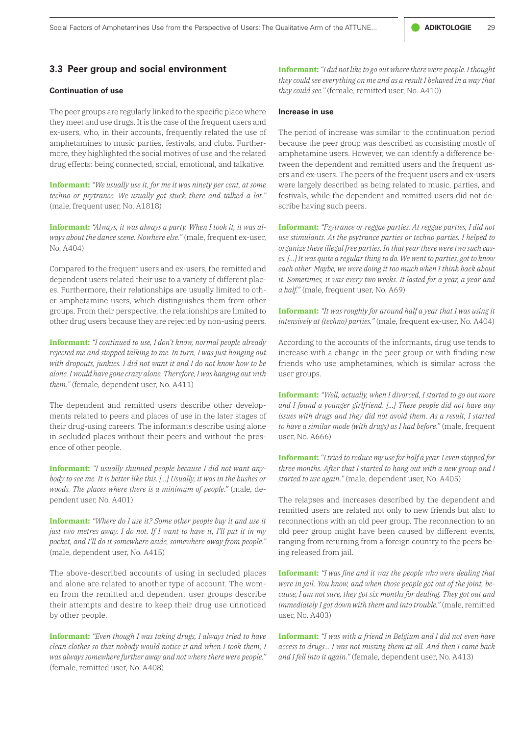## 3.3 Peer group and social environment

### Continuation of use

The peer groups are regularly linked to the specific place where they meet and use drugs. It is the case of the frequent users and ex-users, who, in their accounts, frequently related the use of amphetamines to music parties, festivals, and clubs. Furthermore, they highlighted the social motives of use and the related drug effects: being connected, social, emotional, and talkative.

**Informant:** *"We usually use it, for me it was ninety per cent, at some techno or psytrance. We usually got stuck there and talked a lot."* (male, frequent user, No. A1818)

**Informant:** *"Always, it was always a party. When I took it, it was always about the dance scene. Nowhere else."* (male, frequent ex-user, No. A404)

Compared to the frequent users and ex-users, the remitted and dependent users related their use to a variety of different places. Furthermore, their relationships are usually limited to other amphetamine users, which distinguishes them from other groups. From their perspective, the relationships are limited to other drug users because they are rejected by non-using peers.

**Informant:** *"I continued to use, I don't know, normal people already rejected me and stopped talking to me. In turn, I was just hanging out with dropouts, junkies. I did not want it and I do not know how to be alone. I would have gone crazy alone. Therefore, I was hanging out with them."* (female, dependent user, No. A411)

The dependent and remitted users describe other developments related to peers and places of use in the later stages of their drug-using careers. The informants describe using alone in secluded places without their peers and without the presence of other people.

**Informant:** *"I usually shunned people because I did not want anybody to see me. It is better like this. [...] Usually, it was in the bushes or woods. The places where there is a minimum of people."* (male, dependent user, No. A401)

**Informant:** *"Where do I use it? Some other people buy it and use it just two metres away. I do not. If I want to have it, I'll put it in my pocket, and I'll do it somewhere aside, somewhere away from people."* (male, dependent user, No. A415)

The above-described accounts of using in secluded places and alone are related to another type of account. The women from the remitted and dependent user groups describe their attempts and desire to keep their drug use unnoticed by other people.

**Informant:** *"Even though I was taking drugs, I always tried to have clean clothes so that nobody would notice it and when I took them, I was always somewhere further away and not where there were people."* (female, remitted user, No. A408)

**Informant:** *"I did not like to go out where there were people. I thought they could see everything on me and as a result I behaved in a way that they could see."* (female, remitted user, No. A410)

### Increase in use

The period of increase was similar to the continuation period because the peer group was described as consisting mostly of amphetamine users. However, we can identify a difference between the dependent and remitted users and the frequent users and ex-users. The peers of the frequent users and ex-users were largely described as being related to music, parties, and festivals, while the dependent and remitted users did not describe having such peers.

**Informant:** *"Psytrance or reggae parties. At reggae parties, I did not use stimulants. At the psytrance parties or techno parties. I helped to organize these illegal free parties. In that year there were two such cases. [...] It was quite a regular thing to do. We went to parties, got to know each other. Maybe, we were doing it too much when I think back about it. Sometimes, it was every two weeks. It lasted for a year, a year and a half."* (male, frequent user, No. A69)

**Informant:** *"It was roughly for around half a year that I was using it intensively at (techno) parties."* (male, frequent ex-user, No. A404)

According to the accounts of the informants, drug use tends to increase with a change in the peer group or with finding new friends who use amphetamines, which is similar across the user groups.

**Informant:** *"Well, actually, when I divorced, I started to go out more and I found a younger girlfriend. [...] These people did not have any issues with drugs and they did not avoid them. As a result, I started to have a similar mode (with drugs) as I had before."* (male, frequent user, No. A666)

**Informant:** *"I tried to reduce my use for half a year. I even stopped for three months. After that I started to hang out with a new group and I started to use again."* (male, dependent user, No. A405)

The relapses and increases described by the dependent and remitted users are related not only to new friends but also to reconnections with an old peer group. The reconnection to an old peer group might have been caused by different events, ranging from returning from a foreign country to the peers being released from jail.

**Informant:** *"I was fine and it was the people who were dealing that were in jail. You know, and when those people got out of the joint, because, I am not sure, they got six months for dealing. They got out and immediately I got down with them and into trouble."* (male, remitted user, No. A403)

**Informant:** *"I was with a friend in Belgium and I did not even have access to drugs... I was not missing them at all. And then I came back and I fell into it again."* (female, dependent user, No. A413)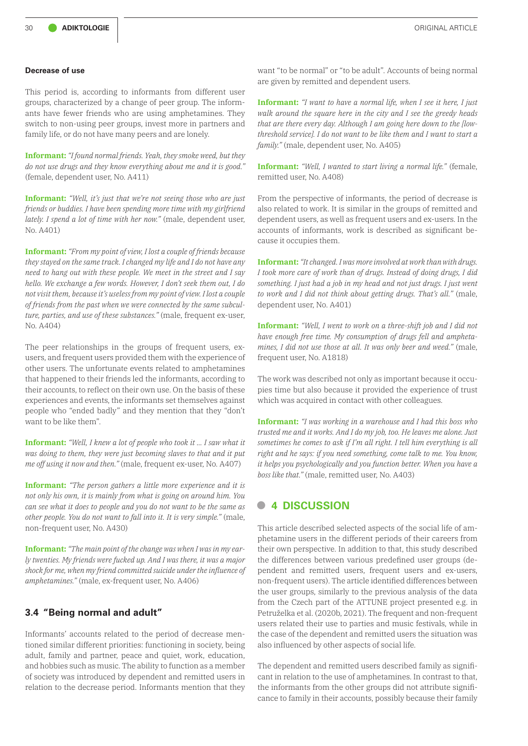**Decrease of use**

This period is, according to informants from different user groups, characterized by a change of peer group. The informants have fewer friends who are using amphetamines. They switch to non-using peer groups, invest more in partners and family life, or do not have many peers and are lonely.

**Informant:** *"I found normal friends. Yeah, they smoke weed, but they do not use drugs and they know everything about me and it is good."* (female, dependent user, No. A411)

**Informant:** *"Well, it's just that we're not seeing those who are just friends or buddies. I have been spending more time with my girlfriend lately. I spend a lot of time with her now."* (male, dependent user, No. A401)

**Informant:** *"From my point of view, I lost a couple of friends because they stayed on the same track. I changed my life and I do not have any need to hang out with these people. We meet in the street and I say hello. We exchange a few words. However, I don't seek them out, I do not visit them, because it's useless from my point of view. I lost a couple of friends from the past when we were connected by the same subculture, parties, and use of these substances."* (male, frequent ex-user, No. A404)

The peer relationships in the groups of frequent users, ex-users, and frequent users provided them with the experience of other users. The unfortunate events related to amphetamines that happened to their friends led the informants, according to their accounts, to reflect on their own use. On the basis of these experiences and events, the informants set themselves against people who "ended badly" and they mention that they "don't want to be like them".

**Informant:** *"Well, I knew a lot of people who took it ... I saw what it was doing to them, they were just becoming slaves to that and it put me off using it now and then."* (male, frequent ex-user, No. A407)

**Informant:** *"The person gathers a little more experience and it is not only his own, it is mainly from what is going on around him. You can see what it does to people and you do not want to be the same as other people. You do not want to fall into it. It is very simple."* (male, non-frequent user, No. A430)

**Informant:** *"The main point of the change was when I was in my early twenties. My friends were fucked up. And I was there, it was a major shock for me, when my friend committed suicide under the influence of amphetamines."* (male, ex-frequent user, No. A406)

### 3.4 "Being normal and adult"

Informants' accounts related to the period of decrease mentioned similar different priorities: functioning in society, being adult, family and partner, peace and quiet, work, education, and hobbies such as music. The ability to function as a member of society was introduced by dependent and remitted users in relation to the decrease period. Informants mention that they want "to be normal" or "to be adult". Accounts of being normal are given by remitted and dependent users.

**Informant:** *"I want to have a normal life, when I see it here, I just walk around the square here in the city and I see the greedy heads that are there every day. Although I am going here down to the [low-threshold service]. I do not want to be like them and I want to start a family."* (male, dependent user, No. A405)

**Informant:** *"Well, I wanted to start living a normal life."* (female, remitted user, No. A408)

From the perspective of informants, the period of decrease is also related to work. It is similar in the groups of remitted and dependent users, as well as frequent users and ex-users. In the accounts of informants, work is described as significant because it occupies them.

**Informant:** *"It changed. I was more involved at work than with drugs. I took more care of work than of drugs. Instead of doing drugs, I did something. I just had a job in my head and not just drugs. I just went to work and I did not think about getting drugs. That's all."* (male, dependent user, No. A401)

**Informant:** *"Well, I went to work on a three-shift job and I did not have enough free time. My consumption of drugs fell and amphetamines, I did not use those at all. It was only beer and weed."* (male, frequent user, No. A1818)

The work was described not only as important because it occupies time but also because it provided the experience of trust which was acquired in contact with other colleagues.

**Informant:** *"I was working in a warehouse and I had this boss who trusted me and it works. And I do my job, too. He leaves me alone. Just sometimes he comes to ask if I'm all right. I tell him everything is all right and he says: if you need something, come talk to me. You know, it helps you psychologically and you function better. When you have a boss like that."* (male, remitted user, No. A403)

## 4 DISCUSSION

This article described selected aspects of the social life of amphetamine users in the different periods of their careers from their own perspective. In addition to that, this study described the differences between various predefined user groups (dependent and remitted users, frequent users and ex-users, non-frequent users). The article identified differences between the user groups, similarly to the previous analysis of the data from the Czech part of the ATTUNE project presented e.g. in Petruželka et al. (2020b, 2021). The frequent and non-frequent users related their use to parties and music festivals, while in the case of the dependent and remitted users the situation was also influenced by other aspects of social life.

The dependent and remitted users described family as significant in relation to the use of amphetamines. In contrast to that, the informants from the other groups did not attribute significance to family in their accounts, possibly because their family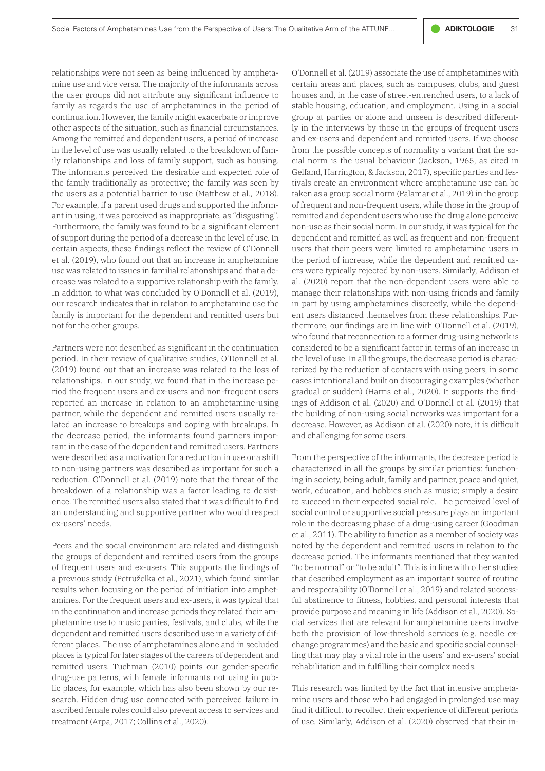relationships were not seen as being influenced by amphetamine use and vice versa. The majority of the informants across the user groups did not attribute any significant influence to family as regards the use of amphetamines in the period of continuation. However, the family might exacerbate or improve other aspects of the situation, such as financial circumstances. Among the remitted and dependent users, a period of increase in the level of use was usually related to the breakdown of family relationships and loss of family support, such as housing. The informants perceived the desirable and expected role of the family traditionally as protective; the family was seen by the users as a potential barrier to use (Matthew et al., 2018). For example, if a parent used drugs and supported the informant in using, it was perceived as inappropriate, as "disgusting". Furthermore, the family was found to be a significant element of support during the period of a decrease in the level of use. In certain aspects, these findings reflect the review of O'Donnell et al. (2019), who found out that an increase in amphetamine use was related to issues in familial relationships and that a decrease was related to a supportive relationship with the family. In addition to what was concluded by O'Donnell et al. (2019), our research indicates that in relation to amphetamine use the family is important for the dependent and remitted users but not for the other groups.

Partners were not described as significant in the continuation period. In their review of qualitative studies, O'Donnell et al. (2019) found out that an increase was related to the loss of relationships. In our study, we found that in the increase period the frequent users and ex-users and non-frequent users reported an increase in relation to an amphetamine-using partner, while the dependent and remitted users usually related an increase to breakups and coping with breakups. In the decrease period, the informants found partners important in the case of the dependent and remitted users. Partners were described as a motivation for a reduction in use or a shift to non-using partners was described as important for such a reduction. O'Donnell et al. (2019) note that the threat of the breakdown of a relationship was a factor leading to desistence. The remitted users also stated that it was difficult to find an understanding and supportive partner who would respect ex-users' needs.

Peers and the social environment are related and distinguish the groups of dependent and remitted users from the groups of frequent users and ex-users. This supports the findings of a previous study (Petruželka et al., 2021), which found similar results when focusing on the period of initiation into amphetamines. For the frequent users and ex-users, it was typical that in the continuation and increase periods they related their amphetamine use to music parties, festivals, and clubs, while the dependent and remitted users described use in a variety of different places. The use of amphetamines alone and in secluded places is typical for later stages of the careers of dependent and remitted users. Tuchman (2010) points out gender-specific drug-use patterns, with female informants not using in public places, for example, which has also been shown by our research. Hidden drug use connected with perceived failure in ascribed female roles could also prevent access to services and treatment (Arpa, 2017; Collins et al., 2020).

O'Donnell et al. (2019) associate the use of amphetamines with certain areas and places, such as campuses, clubs, and guest houses and, in the case of street-entrenched users, to a lack of stable housing, education, and employment. Using in a social group at parties or alone and unseen is described differently in the interviews by those in the groups of frequent users and ex-users and dependent and remitted users. If we choose from the possible concepts of normality a variant that the social norm is the usual behaviour (Jackson, 1965, as cited in Gelfand, Harrington, & Jackson, 2017), specific parties and festivals create an environment where amphetamine use can be taken as a group social norm (Palamar et al., 2019) in the group of frequent and non-frequent users, while those in the group of remitted and dependent users who use the drug alone perceive non-use as their social norm. In our study, it was typical for the dependent and remitted as well as frequent and non-frequent users that their peers were limited to amphetamine users in the period of increase, while the dependent and remitted users were typically rejected by non-users. Similarly, Addison et al. (2020) report that the non-dependent users were able to manage their relationships with non-using friends and family in part by using amphetamines discreetly, while the dependent users distanced themselves from these relationships. Furthermore, our findings are in line with O'Donnell et al. (2019), who found that reconnection to a former drug-using network is considered to be a significant factor in terms of an increase in the level of use. In all the groups, the decrease period is characterized by the reduction of contacts with using peers, in some cases intentional and built on discouraging examples (whether gradual or sudden) (Harris et al., 2020). It supports the findings of Addison et al. (2020) and O'Donnell et al. (2019) that the building of non-using social networks was important for a decrease. However, as Addison et al. (2020) note, it is difficult and challenging for some users.

From the perspective of the informants, the decrease period is characterized in all the groups by similar priorities: functioning in society, being adult, family and partner, peace and quiet, work, education, and hobbies such as music; simply a desire to succeed in their expected social role. The perceived level of social control or supportive social pressure plays an important role in the decreasing phase of a drug-using career (Goodman et al., 2011). The ability to function as a member of society was noted by the dependent and remitted users in relation to the decrease period. The informants mentioned that they wanted "to be normal" or "to be adult". This is in line with other studies that described employment as an important source of routine and respectability (O'Donnell et al., 2019) and related successful abstinence to fitness, hobbies, and personal interests that provide purpose and meaning in life (Addison et al., 2020). Social services that are relevant for amphetamine users involve both the provision of low-threshold services (e.g. needle exchange programmes) and the basic and specific social counselling that may play a vital role in the users' and ex-users' social rehabilitation and in fulfilling their complex needs.

This research was limited by the fact that intensive amphetamine users and those who had engaged in prolonged use may find it difficult to recollect their experience of different periods of use. Similarly, Addison et al. (2020) observed that their in-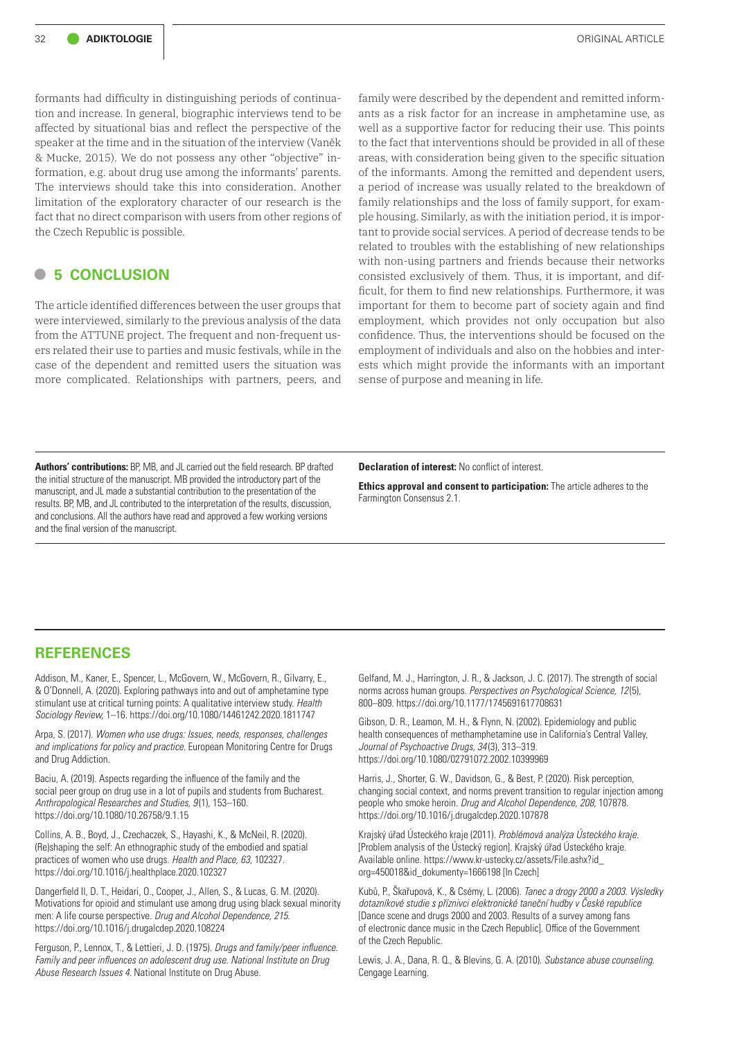formants had difficulty in distinguishing periods of continuation and increase. In general, biographic interviews tend to be affected by situational bias and reflect the perspective of the speaker at the time and in the situation of the interview (Vaněk & Mucke, 2015). We do not possess any other "objective" information, e.g. about drug use among the informants' parents. The interviews should take this into consideration. Another limitation of the exploratory character of our research is the fact that no direct comparison with users from other regions of the Czech Republic is possible.

## 5 CONCLUSION

The article identified differences between the user groups that were interviewed, similarly to the previous analysis of the data from the ATTUNE project. The frequent and non-frequent users related their use to parties and music festivals, while in the case of the dependent and remitted users the situation was more complicated. Relationships with partners, peers, and family were described by the dependent and remitted informants as a risk factor for an increase in amphetamine use, as well as a supportive factor for reducing their use. This points to the fact that interventions should be provided in all of these areas, with consideration being given to the specific situation of the informants. Among the remitted and dependent users, a period of increase was usually related to the breakdown of family relationships and the loss of family support, for example housing. Similarly, as with the initiation period, it is important to provide social services. A period of decrease tends to be related to troubles with the establishing of new relationships with non-using partners and friends because their networks consisted exclusively of them. Thus, it is important, and difficult, for them to find new relationships. Furthermore, it was important for them to become part of society again and find employment, which provides not only occupation but also confidence. Thus, the interventions should be focused on the employment of individuals and also on the hobbies and interests which might provide the informants with an important sense of purpose and meaning in life.

**Authors' contributions:** BP, MB, and JL carried out the field research. BP drafted the initial structure of the manuscript. MB provided the introductory part of the manuscript, and JL made a substantial contribution to the presentation of the results. BP, MB, and JL contributed to the interpretation of the results, discussion, and conclusions. All the authors have read and approved a few working versions and the final version of the manuscript.

**Declaration of interest:** No conflict of interest.

**Ethics approval and consent to participation:** The article adheres to the Farmington Consensus 2.1.

## REFERENCES

Addison, M., Kaner, E., Spencer, L., McGovern, W., McGovern, R., Gilvarry, E., & O'Donnell, A. (2020). Exploring pathways into and out of amphetamine type stimulant use at critical turning points: A qualitative interview study. *Health Sociology Review,* 1–16. https://doi.org/10.1080/14461242.2020.1811747

Arpa, S. (2017). *Women who use drugs: Issues, needs, responses, challenges and implications for policy and practice.* European Monitoring Centre for Drugs and Drug Addiction.

Baciu, A. (2019). Aspects regarding the influence of the family and the social peer group on drug use in a lot of pupils and students from Bucharest. *Anthropological Researches and Studies, 9*(1), 153–160. https://doi.org/10.1080/10.26758/9.1.15

Collins, A. B., Boyd, J., Czechaczek, S., Hayashi, K., & McNeil, R. (2020). (Re)shaping the self: An ethnographic study of the embodied and spatial practices of women who use drugs. *Health and Place, 63,* 102327. https://doi.org/10.1016/j.healthplace.2020.102327

Dangerfield II, D. T., Heidari, O., Cooper, J., Allen, S., & Lucas, G. M. (2020). Motivations for opioid and stimulant use among drug using black sexual minority men: A life course perspective. *Drug and Alcohol Dependence, 215.* https://doi.org/10.1016/j.drugalcdep.2020.108224

Ferguson, P., Lennox, T., & Lettieri, J. D. (1975). *Drugs and family/peer influence. Family and peer influences on adolescent drug use. National Institute on Drug Abuse Research Issues 4.* National Institute on Drug Abuse.

Gelfand, M. J., Harrington, J. R., & Jackson, J. C. (2017). The strength of social norms across human groups. *Perspectives on Psychological Science, 12*(5), 800–809. https://doi.org/10.1177/1745691617708631

Gibson, D. R., Leamon, M. H., & Flynn, N. (2002). Epidemiology and public health consequences of methamphetamine use in California's Central Valley, *Journal of Psychoactive Drugs, 34*(3), 313–319. https://doi.org/10.1080/02791072.2002.10399969

Harris, J., Shorter, G. W., Davidson, G., & Best, P. (2020). Risk perception, changing social context, and norms prevent transition to regular injection among people who smoke heroin. *Drug and Alcohol Dependence, 208,* 107878. https://doi.org/10.1016/j.drugalcdep.2020.107878

Krajský úřad Ústeckého kraje (2011). *Problémová analýza Ústeckého kraje.* [Problem analysis of the Ústecký region]. Krajský úřad Ústeckého kraje. Available online. https://www.kr-ustecky.cz/assets/File.ashx?id_org=450018&id_dokumenty=1666198 [In Czech]

Kubů, P., Škařupová, K., & Csémy, L. (2006). *Tanec a drogy 2000 a 2003. Výsledky dotazníkové studie s příznivci elektronické taneční hudby v České republice* [Dance scene and drugs 2000 and 2003. Results of a survey among fans of electronic dance music in the Czech Republic]. Office of the Government of the Czech Republic.

Lewis, J. A., Dana, R. Q., & Blevins, G. A. (2010). *Substance abuse counseling.* Cengage Learning.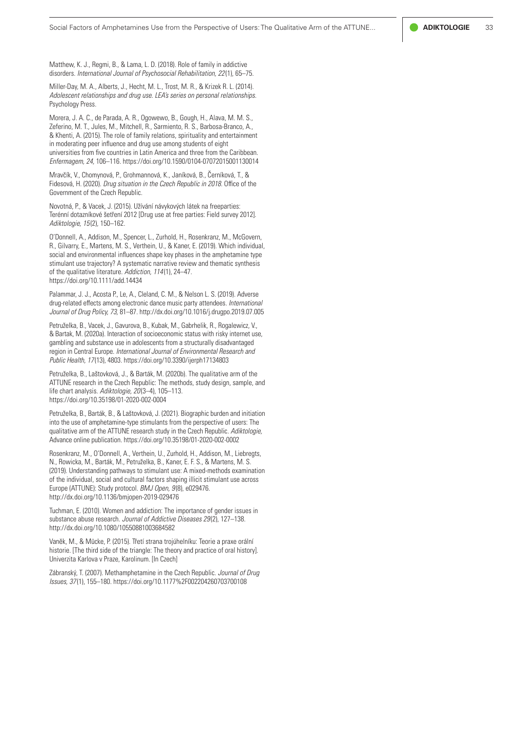Matthew, K. J., Regmi, B., & Lama, L. D. (2018). Role of family in addictive disorders. *International Journal of Psychosocial Rehabilitation, 22*(1), 65–75.

Miller-Day, M. A., Alberts, J., Hecht, M. L., Trost, M. R., & Krizek R. L. (2014). *Adolescent relationships and drug use. LEA's series on personal relationships.* Psychology Press.

Morera, J. A. C., de Parada, A. R., Ogowewo, B., Gough, H., Alava, M. M. S., Zeferino, M. T., Jules, M., Mitchell, R., Sarmiento, R. S., Barbosa-Branco, A., & Khenti, A. (2015). The role of family relations, spirituality and entertainment in moderating peer influence and drug use among students of eight universities from five countries in Latin America and three from the Caribbean. *Enfermagem, 24,* 106–116. https://doi.org/10.1590/0104-07072015001130014

Mravčík, V., Chomynová, P., Grohmannová, K., Janíková, B., Černíková, T., & Fidesová, H. (2020). *Drug situation in the Czech Republic in 2018.* Office of the Government of the Czech Republic.

Novotná, P., & Vacek, J. (2015). Užívání návykových látek na freeparties: Terénní dotazníkové šetření 2012 [Drug use at free parties: Field survey 2012]. *Adiktologie, 15*(2), 150–162.

O'Donnell, A., Addison, M., Spencer, L., Zurhold, H., Rosenkranz, M., McGovern, R., Gilvarry, E., Martens, M. S., Verthein, U., & Kaner, E. (2019). Which individual, social and environmental influences shape key phases in the amphetamine type stimulant use trajectory? A systematic narrative review and thematic synthesis of the qualitative literature. *Addiction, 114*(1), 24–47. https://doi.org/10.1111/add.14434

Palammar, J. J., Acosta P., Le, A., Cleland, C. M., & Nelson L. S. (2019). Adverse drug-related effects among electronic dance music party attendees. *International Journal of Drug Policy, 73,* 81–87. http://dx.doi.org/10.1016/j.drugpo.2019.07.005

Petruželka, B., Vacek, J., Gavurova, B., Kubak, M., Gabrhelik, R., Rogalewicz, V., & Bartak, M. (2020a). Interaction of socioeconomic status with risky internet use, gambling and substance use in adolescents from a structurally disadvantaged region in Central Europe. *International Journal of Environmental Research and Public Health, 17*(13), 4803. https://doi.org/10.3390/ijerph17134803

Petruželka, B., Laštovková, J., & Barták, M. (2020b). The qualitative arm of the ATTUNE research in the Czech Republic: The methods, study design, sample, and life chart analysis. *Adiktologie, 20*(3–4), 105–113. https://doi.org/10.35198/01-2020-002-0004

Petruželka, B., Barták, B., & Laštovková, J. (2021). Biographic burden and initiation into the use of amphetamine-type stimulants from the perspective of users: The qualitative arm of the ATTUNE research study in the Czech Republic. *Adiktologie,* Advance online publication. https://doi.org/10.35198/01-2020-002-0002

Rosenkranz, M., O'Donnell, A., Verthein, U., Zurhold, H., Addison, M., Liebregts, N., Rowicka, M., Barták, M., Petruželka, B., Kaner, E. F. S., & Martens, M. S. (2019). Understanding pathways to stimulant use: A mixed-methods examination of the individual, social and cultural factors shaping illicit stimulant use across Europe (ATTUNE): Study protocol. *BMJ Open, 9*(8), e029476. http://dx.doi.org/10.1136/bmjopen-2019-029476

Tuchman, E. (2010). Women and addiction: The importance of gender issues in substance abuse research. *Journal of Addictive Diseases 29*(2), 127–138. http://dx.doi.org/10.1080/10550881003684582

Vaněk, M., & Mücke, P. (2015). Třetí strana trojúhelníku: Teorie a praxe orální historie. [The third side of the triangle: The theory and practice of oral history]. Univerzita Karlova v Praze, Karolinum. [In Czech]

Zábranský, T. (2007). Methamphetamine in the Czech Republic. *Journal of Drug Issues, 37*(1), 155–180. https://doi.org/10.1177%2F002204260703700108